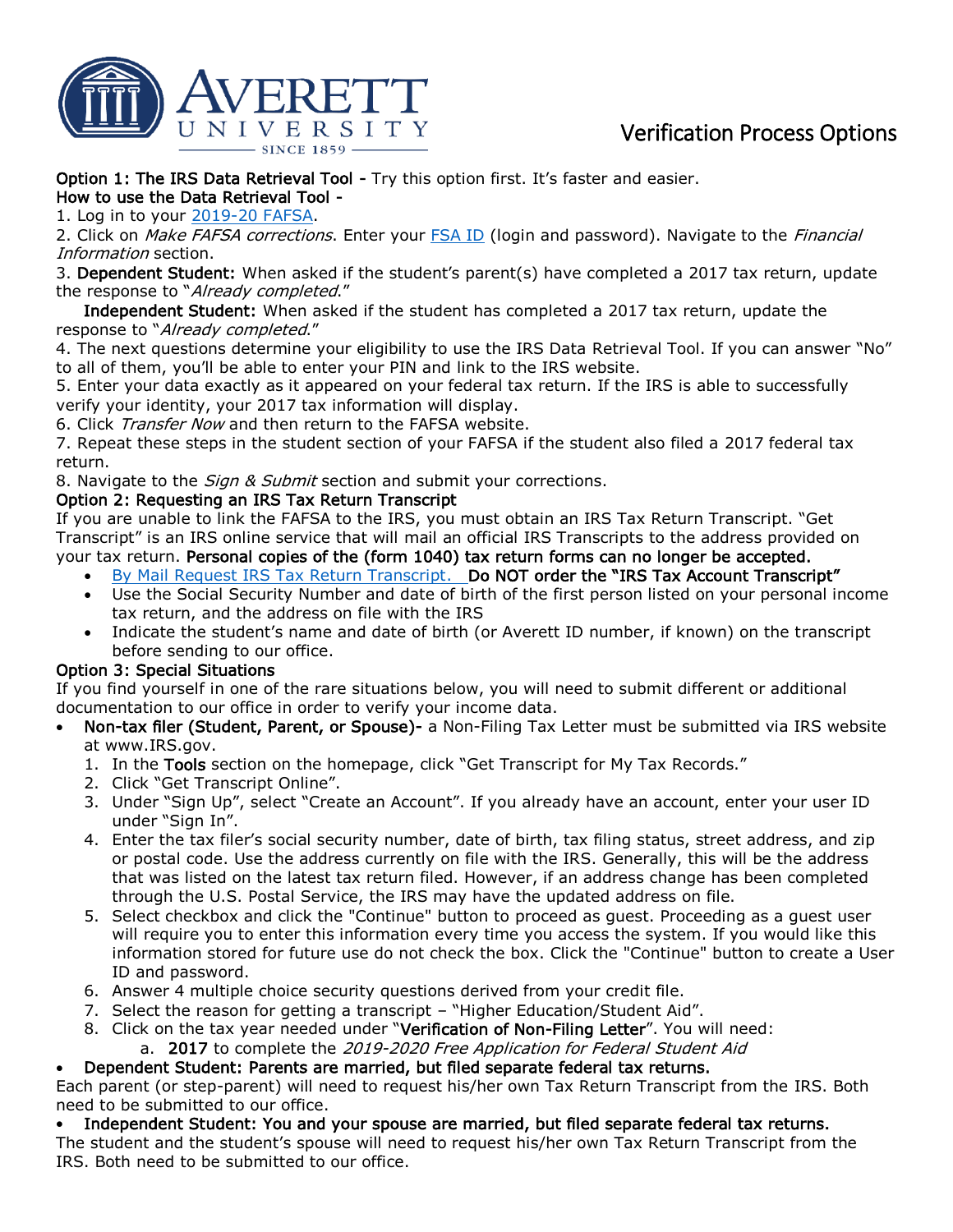# Averett University — Verification Process Options

**Option 1: The IRS Data Retrieval Tool -** Try this option first. It's faster and easier.

**How to use the Data Retrieval Tool -**

1. Log in to your [2019-20 FAFSA]().
2. Click on *Make FAFSA corrections*. Enter your [FSA ID]() (login and password). Navigate to the *Financial Information* section.
3. **Dependent Student:** When asked if the student's parent(s) have completed a 2017 tax return, update the response to "*Already completed*."

   **Independent Student:** When asked if the student has completed a 2017 tax return, update the response to "*Already completed*."
4. The next questions determine your eligibility to use the IRS Data Retrieval Tool. If you can answer "No" to all of them, you'll be able to enter your PIN and link to the IRS website.
5. Enter your data exactly as it appeared on your federal tax return. If the IRS is able to successfully verify your identity, your 2017 tax information will display.
6. Click *Transfer Now* and then return to the FAFSA website.
7. Repeat these steps in the student section of your FAFSA if the student also filed a 2017 federal tax return.
8. Navigate to the *Sign & Submit* section and submit your corrections.

**Option 2: Requesting an IRS Tax Return Transcript**

If you are unable to link the FAFSA to the IRS, you must obtain an IRS Tax Return Transcript. "Get Transcript" is an IRS online service that will mail an official IRS Transcripts to the address provided on your tax return. **Personal copies of the (form 1040) tax return forms can no longer be accepted.**

- [By Mail Request IRS Tax Return Transcript.]() **Do NOT order the "IRS Tax Account Transcript"**
- Use the Social Security Number and date of birth of the first person listed on your personal income tax return, and the address on file with the IRS
- Indicate the student's name and date of birth (or Averett ID number, if known) on the transcript before sending to our office.

**Option 3: Special Situations**

If you find yourself in one of the rare situations below, you will need to submit different or additional documentation to our office in order to verify your income data.

- **Non-tax filer (Student, Parent, or Spouse)-** a Non-Filing Tax Letter must be submitted via IRS website at www.IRS.gov.
  1. In the **Tools** section on the homepage, click "Get Transcript for My Tax Records."
  2. Click "Get Transcript Online".
  3. Under "Sign Up", select "Create an Account". If you already have an account, enter your user ID under "Sign In".
  4. Enter the tax filer's social security number, date of birth, tax filing status, street address, and zip or postal code. Use the address currently on file with the IRS. Generally, this will be the address that was listed on the latest tax return filed. However, if an address change has been completed through the U.S. Postal Service, the IRS may have the updated address on file.
  5. Select checkbox and click the "Continue" button to proceed as guest. Proceeding as a guest user will require you to enter this information every time you access the system. If you would like this information stored for future use do not check the box. Click the "Continue" button to create a User ID and password.
  6. Answer 4 multiple choice security questions derived from your credit file.
  7. Select the reason for getting a transcript – "Higher Education/Student Aid".
  8. Click on the tax year needed under "**Verification of Non-Filing Letter**". You will need:
     a. **2017** to complete the *2019-2020 Free Application for Federal Student Aid*
- **Dependent Student: Parents are married, but filed separate federal tax returns.**

Each parent (or step-parent) will need to request his/her own Tax Return Transcript from the IRS. Both need to be submitted to our office.

- **Independent Student: You and your spouse are married, but filed separate federal tax returns.**

The student and the student's spouse will need to request his/her own Tax Return Transcript from the IRS. Both need to be submitted to our office.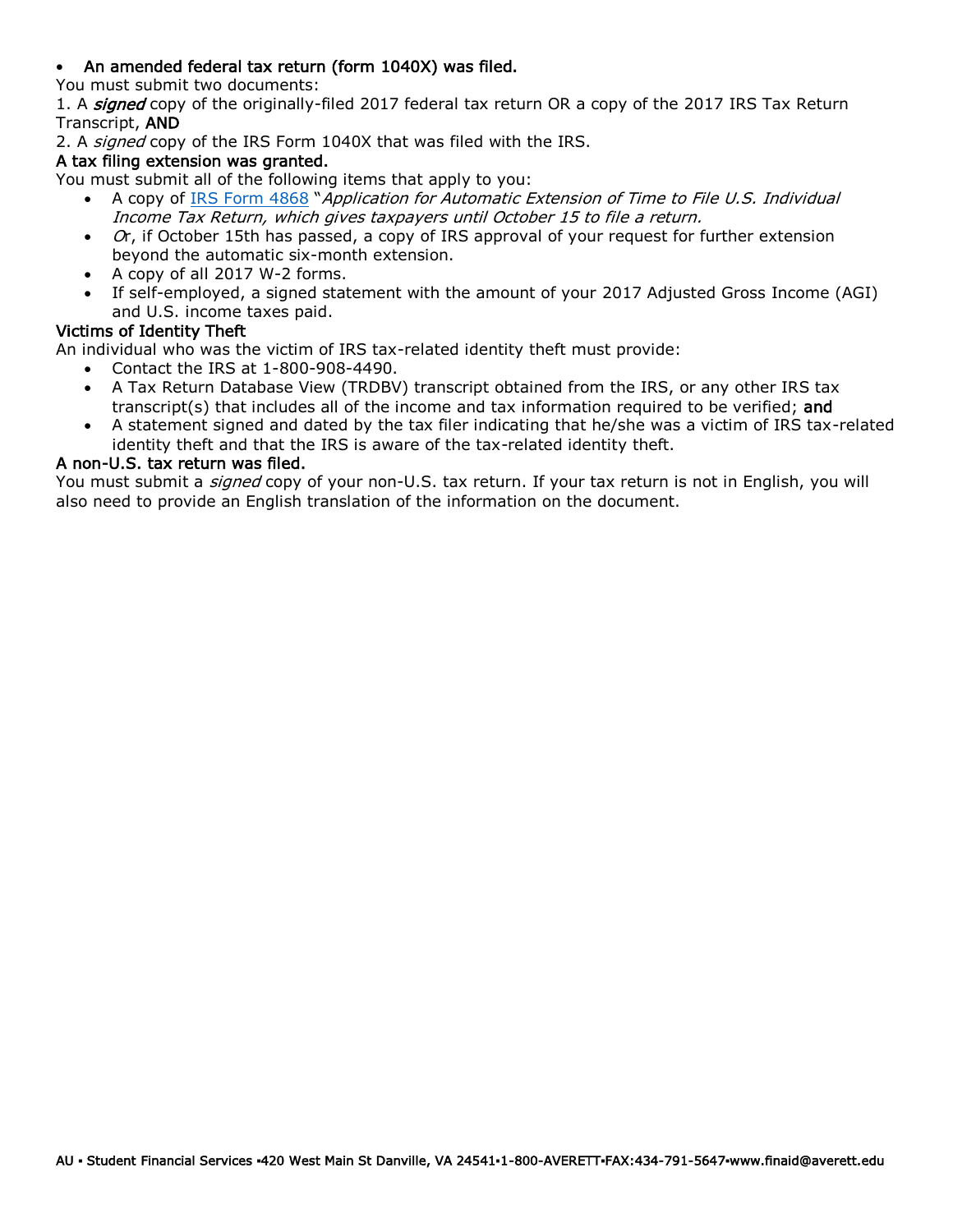- An amended federal tax return (form 1040X) was filed.

You must submit two documents:

1. A *signed* copy of the originally-filed 2017 federal tax return OR a copy of the 2017 IRS Tax Return Transcript, **AND**
2. A *signed* copy of the IRS Form 1040X that was filed with the IRS.

A tax filing extension was granted.

You must submit all of the following items that apply to you:

- A copy of IRS Form 4868 "*Application for Automatic Extension of Time to File U.S. Individual Income Tax Return, which gives taxpayers until October 15 to file a return.*
- *Or*, if October 15th has passed, a copy of IRS approval of your request for further extension beyond the automatic six-month extension.
- A copy of all 2017 W-2 forms.
- If self-employed, a signed statement with the amount of your 2017 Adjusted Gross Income (AGI) and U.S. income taxes paid.

Victims of Identity Theft

An individual who was the victim of IRS tax-related identity theft must provide:

- Contact the IRS at 1-800-908-4490.
- A Tax Return Database View (TRDBV) transcript obtained from the IRS, or any other IRS tax transcript(s) that includes all of the income and tax information required to be verified; **and**
- A statement signed and dated by the tax filer indicating that he/she was a victim of IRS tax-related identity theft and that the IRS is aware of the tax-related identity theft.

A non-U.S. tax return was filed.

You must submit a *signed* copy of your non-U.S. tax return. If your tax return is not in English, you will also need to provide an English translation of the information on the document.

AU ▪ Student Financial Services ▪420 West Main St Danville, VA 24541▪1-800-AVERETT▪FAX:434-791-5647▪www.finaid@averett.edu